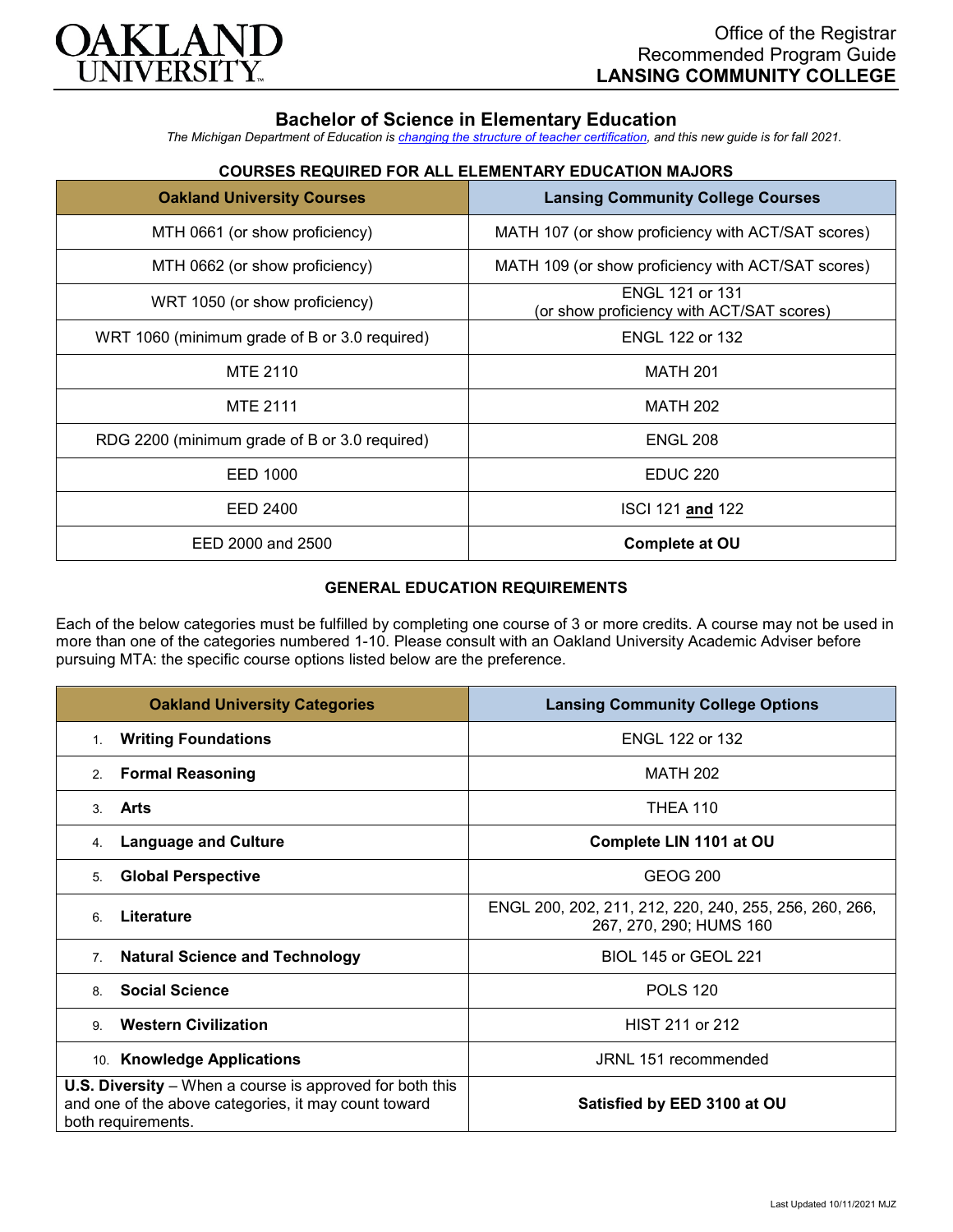Office of the Registrar
Recommended Program Guide
**LANSING COMMUNITY COLLEGE**

# Bachelor of Science in Elementary Education

*The Michigan Department of Education is changing the structure of teacher certification, and this new guide is for fall 2021.*

## COURSES REQUIRED FOR ALL ELEMENTARY EDUCATION MAJORS

| Oakland University Courses | Lansing Community College Courses |
|---|---|
| MTH 0661 (or show proficiency) | MATH 107 (or show proficiency with ACT/SAT scores) |
| MTH 0662 (or show proficiency) | MATH 109 (or show proficiency with ACT/SAT scores) |
| WRT 1050 (or show proficiency) | ENGL 121 or 131 (or show proficiency with ACT/SAT scores) |
| WRT 1060 (minimum grade of B or 3.0 required) | ENGL 122 or 132 |
| MTE 2110 | MATH 201 |
| MTE 2111 | MATH 202 |
| RDG 2200 (minimum grade of B or 3.0 required) | ENGL 208 |
| EED 1000 | EDUC 220 |
| EED 2400 | ISCI 121 **and** 122 |
| EED 2000 and 2500 | **Complete at OU** |

## GENERAL EDUCATION REQUIREMENTS

Each of the below categories must be fulfilled by completing one course of 3 or more credits. A course may not be used in more than one of the categories numbered 1-10. Please consult with an Oakland University Academic Adviser before pursuing MTA: the specific course options listed below are the preference.

| Oakland University Categories | Lansing Community College Options |
|---|---|
| 1. **Writing Foundations** | ENGL 122 or 132 |
| 2. **Formal Reasoning** | MATH 202 |
| 3. **Arts** | THEA 110 |
| 4. **Language and Culture** | **Complete LIN 1101 at OU** |
| 5. **Global Perspective** | GEOG 200 |
| 6. **Literature** | ENGL 200, 202, 211, 212, 220, 240, 255, 256, 260, 266, 267, 270, 290; HUMS 160 |
| 7. **Natural Science and Technology** | BIOL 145 or GEOL 221 |
| 8. **Social Science** | POLS 120 |
| 9. **Western Civilization** | HIST 211 or 212 |
| 10. **Knowledge Applications** | JRNL 151 recommended |
| **U.S. Diversity** – When a course is approved for both this and one of the above categories, it may count toward both requirements. | **Satisfied by EED 3100 at OU** |

Last Updated 10/11/2021 MJZ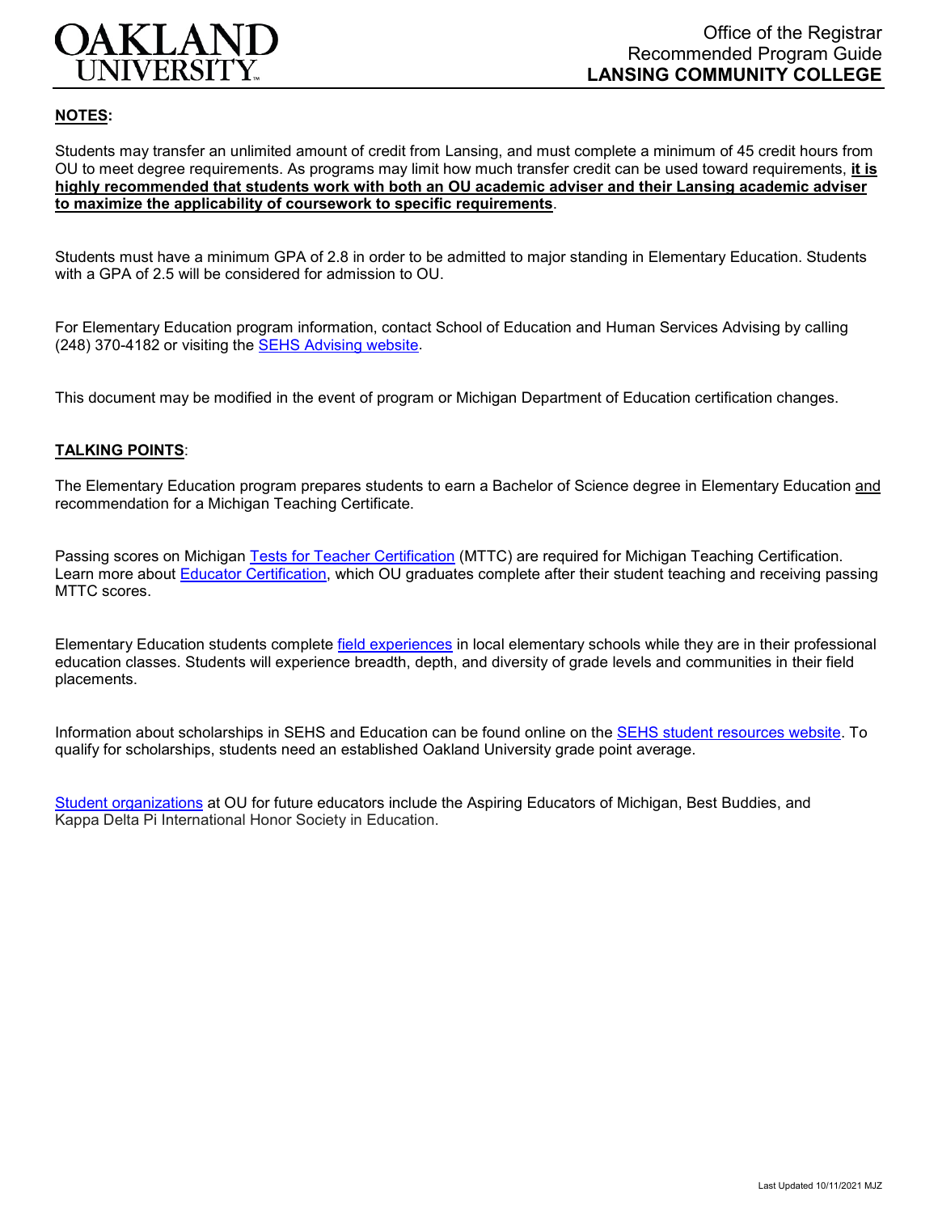**NOTES:**

Students may transfer an unlimited amount of credit from Lansing, and must complete a minimum of 45 credit hours from OU to meet degree requirements. As programs may limit how much transfer credit can be used toward requirements, **it is highly recommended that students work with both an OU academic adviser and their Lansing academic adviser to maximize the applicability of coursework to specific requirements**.

Students must have a minimum GPA of 2.8 in order to be admitted to major standing in Elementary Education. Students with a GPA of 2.5 will be considered for admission to OU.

For Elementary Education program information, contact School of Education and Human Services Advising by calling (248) 370-4182 or visiting the SEHS Advising website.

This document may be modified in the event of program or Michigan Department of Education certification changes.

**TALKING POINTS**:

The Elementary Education program prepares students to earn a Bachelor of Science degree in Elementary Education and recommendation for a Michigan Teaching Certificate.

Passing scores on Michigan Tests for Teacher Certification (MTTC) are required for Michigan Teaching Certification. Learn more about Educator Certification, which OU graduates complete after their student teaching and receiving passing MTTC scores.

Elementary Education students complete field experiences in local elementary schools while they are in their professional education classes. Students will experience breadth, depth, and diversity of grade levels and communities in their field placements.

Information about scholarships in SEHS and Education can be found online on the SEHS student resources website. To qualify for scholarships, students need an established Oakland University grade point average.

Student organizations at OU for future educators include the Aspiring Educators of Michigan, Best Buddies, and Kappa Delta Pi International Honor Society in Education.

Last Updated 10/11/2021 MJZ